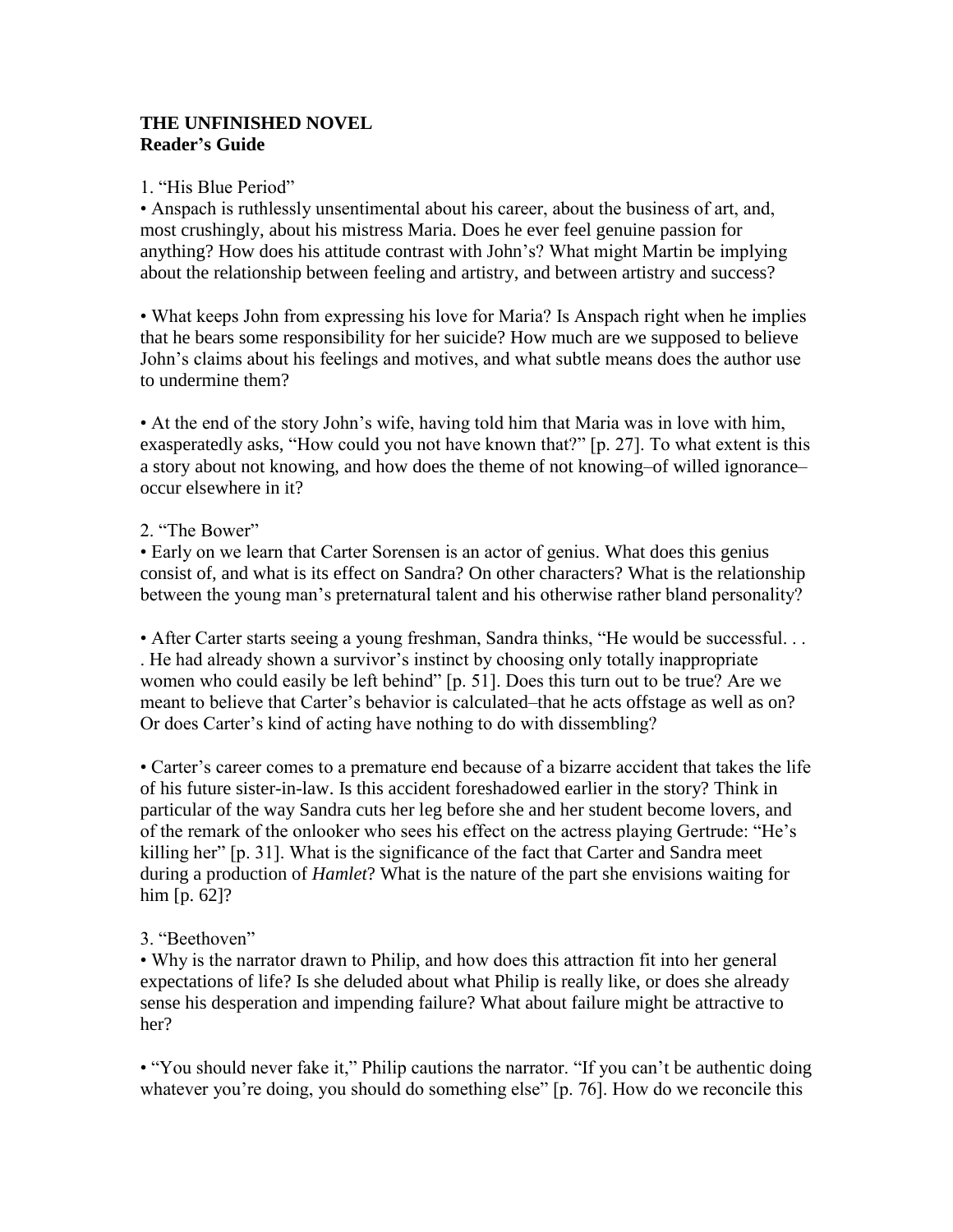**THE UNFINISHED NOVEL**
**Reader's Guide**

1. "His Blue Period"

- Anspach is ruthlessly unsentimental about his career, about the business of art, and, most crushingly, about his mistress Maria. Does he ever feel genuine passion for anything? How does his attitude contrast with John's? What might Martin be implying about the relationship between feeling and artistry, and between artistry and success?

- What keeps John from expressing his love for Maria? Is Anspach right when he implies that he bears some responsibility for her suicide? How much are we supposed to believe John's claims about his feelings and motives, and what subtle means does the author use to undermine them?

- At the end of the story John's wife, having told him that Maria was in love with him, exasperatedly asks, "How could you not have known that?" [p. 27]. To what extent is this a story about not knowing, and how does the theme of not knowing–of willed ignorance–occur elsewhere in it?

2. "The Bower"

- Early on we learn that Carter Sorensen is an actor of genius. What does this genius consist of, and what is its effect on Sandra? On other characters? What is the relationship between the young man's preternatural talent and his otherwise rather bland personality?

- After Carter starts seeing a young freshman, Sandra thinks, "He would be successful. . . . He had already shown a survivor's instinct by choosing only totally inappropriate women who could easily be left behind" [p. 51]. Does this turn out to be true? Are we meant to believe that Carter's behavior is calculated–that he acts offstage as well as on? Or does Carter's kind of acting have nothing to do with dissembling?

- Carter's career comes to a premature end because of a bizarre accident that takes the life of his future sister-in-law. Is this accident foreshadowed earlier in the story? Think in particular of the way Sandra cuts her leg before she and her student become lovers, and of the remark of the onlooker who sees his effect on the actress playing Gertrude: "He's killing her" [p. 31]. What is the significance of the fact that Carter and Sandra meet during a production of *Hamlet*? What is the nature of the part she envisions waiting for him [p. 62]?

3. "Beethoven"

- Why is the narrator drawn to Philip, and how does this attraction fit into her general expectations of life? Is she deluded about what Philip is really like, or does she already sense his desperation and impending failure? What about failure might be attractive to her?

- "You should never fake it," Philip cautions the narrator. "If you can't be authentic doing whatever you're doing, you should do something else" [p. 76]. How do we reconcile this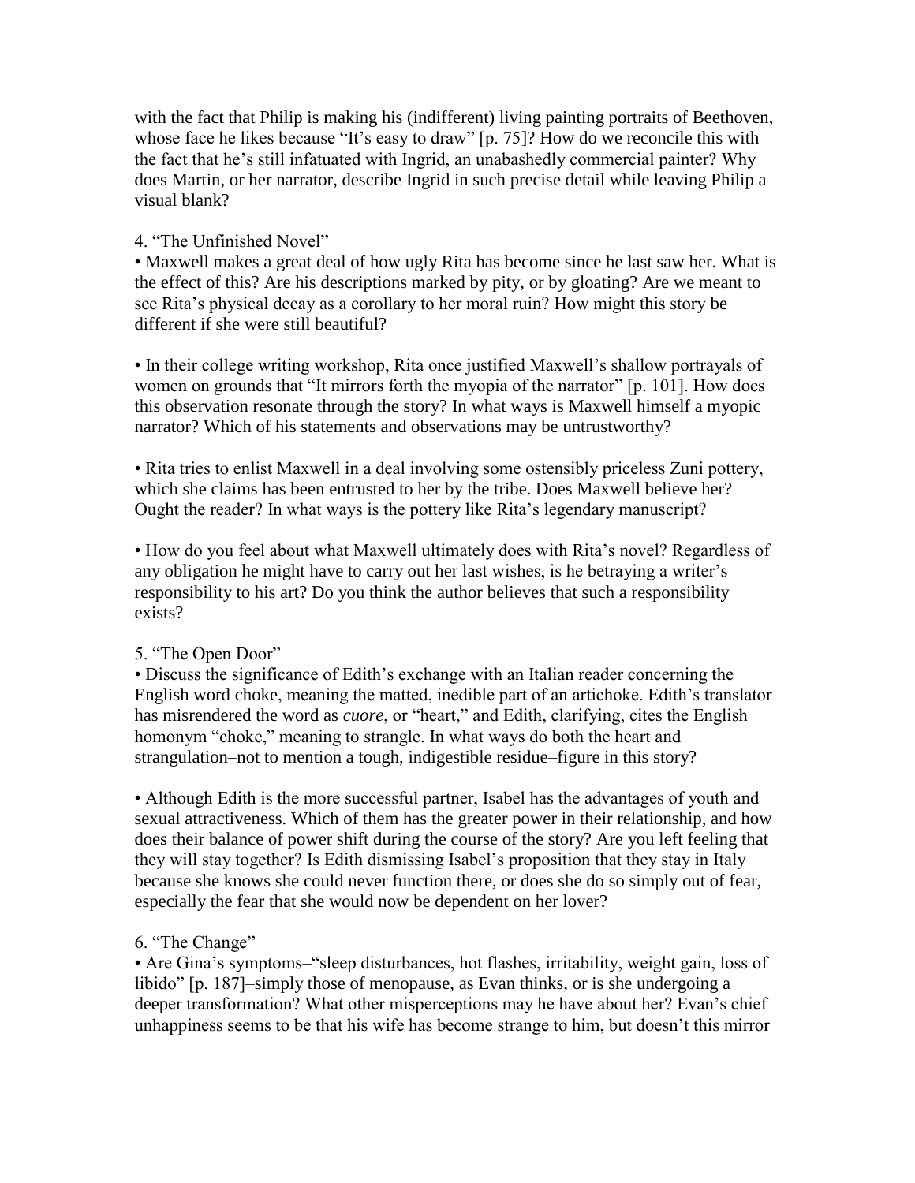with the fact that Philip is making his (indifferent) living painting portraits of Beethoven, whose face he likes because "It's easy to draw" [p. 75]? How do we reconcile this with the fact that he's still infatuated with Ingrid, an unabashedly commercial painter? Why does Martin, or her narrator, describe Ingrid in such precise detail while leaving Philip a visual blank?

4. "The Unfinished Novel"

- Maxwell makes a great deal of how ugly Rita has become since he last saw her. What is the effect of this? Are his descriptions marked by pity, or by gloating? Are we meant to see Rita's physical decay as a corollary to her moral ruin? How might this story be different if she were still beautiful?

- In their college writing workshop, Rita once justified Maxwell's shallow portrayals of women on grounds that "It mirrors forth the myopia of the narrator" [p. 101]. How does this observation resonate through the story? In what ways is Maxwell himself a myopic narrator? Which of his statements and observations may be untrustworthy?

- Rita tries to enlist Maxwell in a deal involving some ostensibly priceless Zuni pottery, which she claims has been entrusted to her by the tribe. Does Maxwell believe her? Ought the reader? In what ways is the pottery like Rita's legendary manuscript?

- How do you feel about what Maxwell ultimately does with Rita's novel? Regardless of any obligation he might have to carry out her last wishes, is he betraying a writer's responsibility to his art? Do you think the author believes that such a responsibility exists?

5. "The Open Door"

- Discuss the significance of Edith's exchange with an Italian reader concerning the English word choke, meaning the matted, inedible part of an artichoke. Edith's translator has misrendered the word as *cuore*, or "heart," and Edith, clarifying, cites the English homonym "choke," meaning to strangle. In what ways do both the heart and strangulation–not to mention a tough, indigestible residue–figure in this story?

- Although Edith is the more successful partner, Isabel has the advantages of youth and sexual attractiveness. Which of them has the greater power in their relationship, and how does their balance of power shift during the course of the story? Are you left feeling that they will stay together? Is Edith dismissing Isabel's proposition that they stay in Italy because she knows she could never function there, or does she do so simply out of fear, especially the fear that she would now be dependent on her lover?

6. "The Change"

- Are Gina's symptoms–"sleep disturbances, hot flashes, irritability, weight gain, loss of libido" [p. 187]–simply those of menopause, as Evan thinks, or is she undergoing a deeper transformation? What other misperceptions may he have about her? Evan's chief unhappiness seems to be that his wife has become strange to him, but doesn't this mirror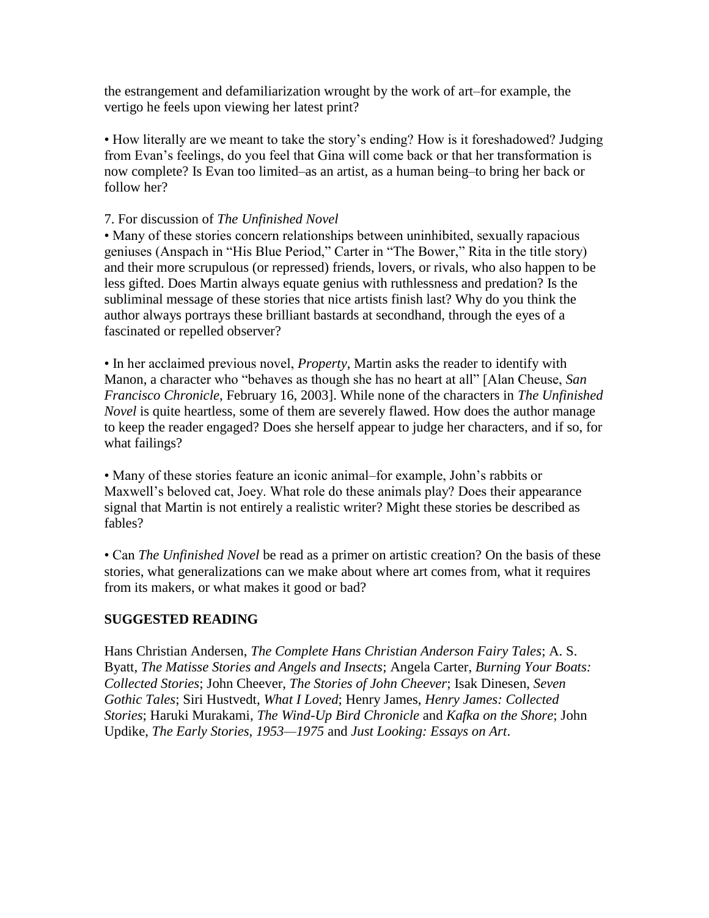the estrangement and defamiliarization wrought by the work of art–for example, the vertigo he feels upon viewing her latest print?

• How literally are we meant to take the story's ending? How is it foreshadowed? Judging from Evan's feelings, do you feel that Gina will come back or that her transformation is now complete? Is Evan too limited–as an artist, as a human being–to bring her back or follow her?

7. For discussion of *The Unfinished Novel*

• Many of these stories concern relationships between uninhibited, sexually rapacious geniuses (Anspach in "His Blue Period," Carter in "The Bower," Rita in the title story) and their more scrupulous (or repressed) friends, lovers, or rivals, who also happen to be less gifted. Does Martin always equate genius with ruthlessness and predation? Is the subliminal message of these stories that nice artists finish last? Why do you think the author always portrays these brilliant bastards at secondhand, through the eyes of a fascinated or repelled observer?

• In her acclaimed previous novel, *Property*, Martin asks the reader to identify with Manon, a character who "behaves as though she has no heart at all" [Alan Cheuse, *San Francisco Chronicle*, February 16, 2003]. While none of the characters in *The Unfinished Novel* is quite heartless, some of them are severely flawed. How does the author manage to keep the reader engaged? Does she herself appear to judge her characters, and if so, for what failings?

• Many of these stories feature an iconic animal–for example, John's rabbits or Maxwell's beloved cat, Joey. What role do these animals play? Does their appearance signal that Martin is not entirely a realistic writer? Might these stories be described as fables?

• Can *The Unfinished Novel* be read as a primer on artistic creation? On the basis of these stories, what generalizations can we make about where art comes from, what it requires from its makers, or what makes it good or bad?

**SUGGESTED READING**

Hans Christian Andersen, *The Complete Hans Christian Anderson Fairy Tales*; A. S. Byatt, *The Matisse Stories and Angels and Insects*; Angela Carter, *Burning Your Boats: Collected Stories*; John Cheever, *The Stories of John Cheever*; Isak Dinesen, *Seven Gothic Tales*; Siri Hustvedt, *What I Loved*; Henry James, *Henry James: Collected Stories*; Haruki Murakami, *The Wind-Up Bird Chronicle* and *Kafka on the Shore*; John Updike, *The Early Stories, 1953—1975* and *Just Looking: Essays on Art*.